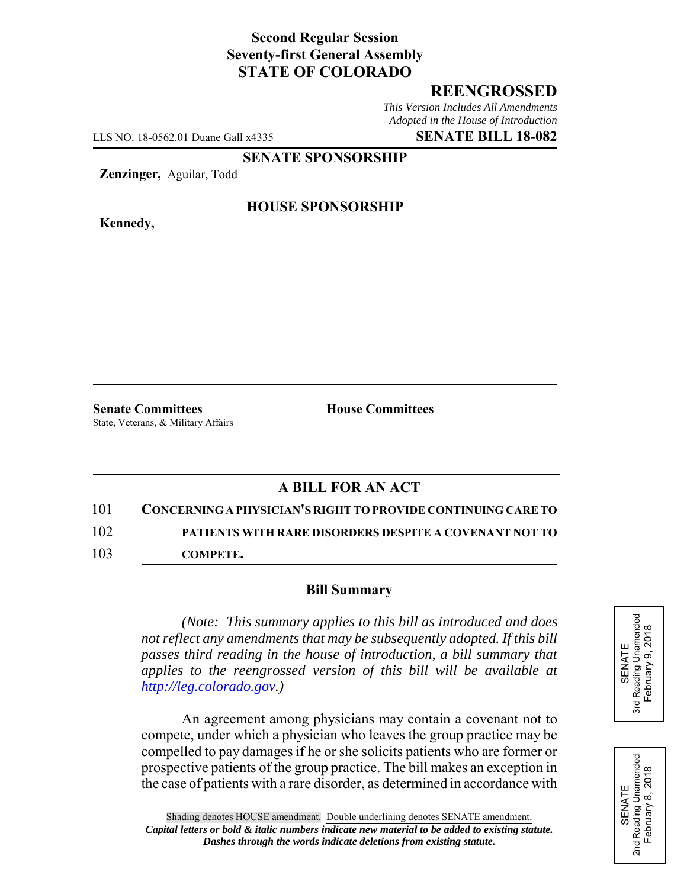**Second Regular Session**
**Seventy-first General Assembly**
**STATE OF COLORADO**

## REENGROSSED

*This Version Includes All Amendments Adopted in the House of Introduction*

LLS NO. 18-0562.01 Duane Gall x4335 **SENATE BILL 18-082**

**SENATE SPONSORSHIP**

**Zenzinger,** Aguilar, Todd

**HOUSE SPONSORSHIP**

**Kennedy,**

**Senate Committees**
State, Veterans, & Military Affairs

**House Committees**

### A BILL FOR AN ACT

101 **CONCERNING A PHYSICIAN'S RIGHT TO PROVIDE CONTINUING CARE TO**
102 **PATIENTS WITH RARE DISORDERS DESPITE A COVENANT NOT TO**
103 **COMPETE.**

### Bill Summary

*(Note: This summary applies to this bill as introduced and does not reflect any amendments that may be subsequently adopted. If this bill passes third reading in the house of introduction, a bill summary that applies to the reengrossed version of this bill will be available at http://leg.colorado.gov.)*

An agreement among physicians may contain a covenant not to compete, under which a physician who leaves the group practice may be compelled to pay damages if he or she solicits patients who are former or prospective patients of the group practice. The bill makes an exception in the case of patients with a rare disorder, as determined in accordance with

SENATE
3rd Reading Unamended
February 9, 2018

SENATE
2nd Reading Unamended
February 8, 2018

Shading denotes HOUSE amendment. Double underlining denotes SENATE amendment.
***Capital letters or bold & italic numbers indicate new material to be added to existing statute.***
***Dashes through the words indicate deletions from existing statute.***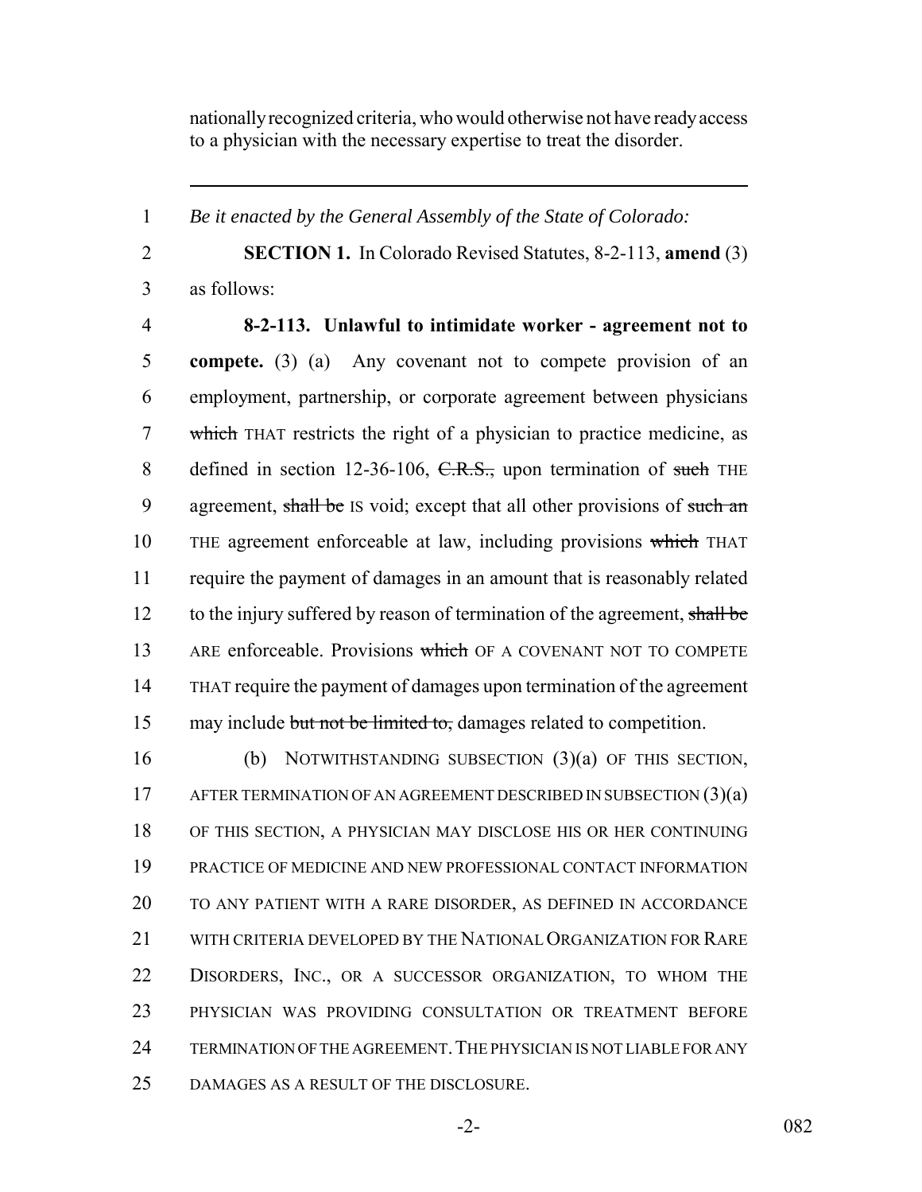nationally recognized criteria, who would otherwise not have ready access to a physician with the necessary expertise to treat the disorder.

---

1 *Be it enacted by the General Assembly of the State of Colorado:*

2 **SECTION 1.** In Colorado Revised Statutes, 8-2-113, **amend** (3)
3 as follows:

4 **8-2-113. Unlawful to intimidate worker - agreement not to**
5 **compete.** (3) (a) Any covenant not to compete provision of an
6 employment, partnership, or corporate agreement between physicians
7 ~~which~~ THAT restricts the right of a physician to practice medicine, as
8 defined in section 12-36-106, ~~C.R.S.,~~ upon termination of ~~such~~ THE
9 agreement, ~~shall be~~ IS void; except that all other provisions of ~~such an~~
10 THE agreement enforceable at law, including provisions ~~which~~ THAT
11 require the payment of damages in an amount that is reasonably related
12 to the injury suffered by reason of termination of the agreement, ~~shall be~~
13 ARE enforceable. Provisions ~~which~~ OF A COVENANT NOT TO COMPETE
14 THAT require the payment of damages upon termination of the agreement
15 may include ~~but not be limited to,~~ damages related to competition.

16 (b) NOTWITHSTANDING SUBSECTION (3)(a) OF THIS SECTION,
17 AFTER TERMINATION OF AN AGREEMENT DESCRIBED IN SUBSECTION (3)(a)
18 OF THIS SECTION, A PHYSICIAN MAY DISCLOSE HIS OR HER CONTINUING
19 PRACTICE OF MEDICINE AND NEW PROFESSIONAL CONTACT INFORMATION
20 TO ANY PATIENT WITH A RARE DISORDER, AS DEFINED IN ACCORDANCE
21 WITH CRITERIA DEVELOPED BY THE NATIONAL ORGANIZATION FOR RARE
22 DISORDERS, INC., OR A SUCCESSOR ORGANIZATION, TO WHOM THE
23 PHYSICIAN WAS PROVIDING CONSULTATION OR TREATMENT BEFORE
24 TERMINATION OF THE AGREEMENT. THE PHYSICIAN IS NOT LIABLE FOR ANY
25 DAMAGES AS A RESULT OF THE DISCLOSURE.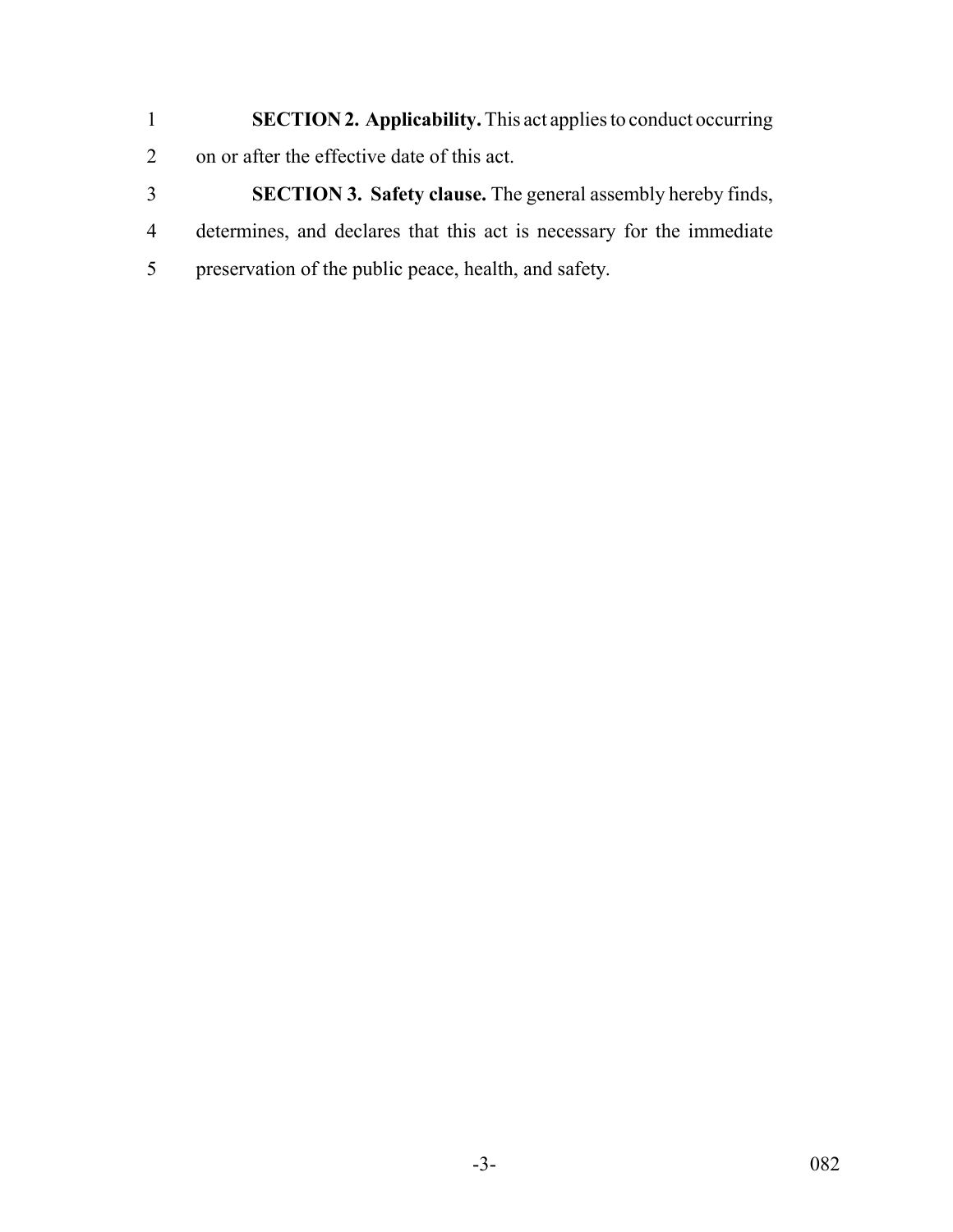**SECTION 2. Applicability.** This act applies to conduct occurring on or after the effective date of this act.

**SECTION 3. Safety clause.** The general assembly hereby finds, determines, and declares that this act is necessary for the immediate preservation of the public peace, health, and safety.